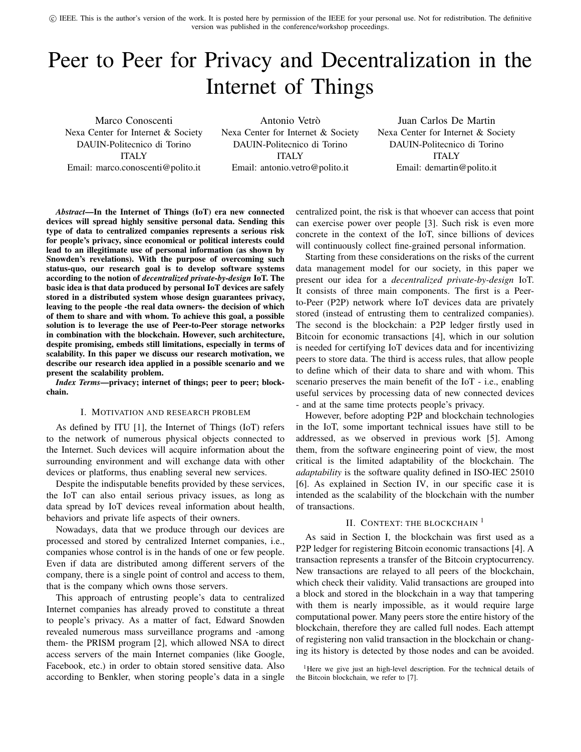© IEEE. This is the author's version of the work. It is posted here by permission of the IEEE for your personal use. Not for redistribution. The definitive version was published in the conference/workshop proceedings.

# Peer to Peer for Privacy and Decentralization in the Internet of Things

Marco Conoscenti
Nexa Center for Internet & Society
DAUIN-Politecnico di Torino
ITALY
Email: marco.conoscenti@polito.it

Antonio Vetrò
Nexa Center for Internet & Society
DAUIN-Politecnico di Torino
ITALY
Email: antonio.vetro@polito.it

Juan Carlos De Martin
Nexa Center for Internet & Society
DAUIN-Politecnico di Torino
ITALY
Email: demartin@polito.it

***Abstract*—In the Internet of Things (IoT) era new connected devices will spread highly sensitive personal data. Sending this type of data to centralized companies represents a serious risk for people's privacy, since economical or political interests could lead to an illegitimate use of personal information (as shown by Snowden's revelations). With the purpose of overcoming such status-quo, our research goal is to develop software systems according to the notion of *decentralized private-by-design* IoT. The basic idea is that data produced by personal IoT devices are safely stored in a distributed system whose design guarantees privacy, leaving to the people -the real data owners- the decision of which of them to share and with whom. To achieve this goal, a possible solution is to leverage the use of Peer-to-Peer storage networks in combination with the blockchain. However, such architecture, despite promising, embeds still limitations, especially in terms of scalability. In this paper we discuss our research motivation, we describe our research idea applied in a possible scenario and we present the scalability problem.**

***Index Terms*—privacy; internet of things; peer to peer; blockchain.**

## I. Motivation and research problem

As defined by ITU [1], the Internet of Things (IoT) refers to the network of numerous physical objects connected to the Internet. Such devices will acquire information about the surrounding environment and will exchange data with other devices or platforms, thus enabling several new services.

Despite the indisputable benefits provided by these services, the IoT can also entail serious privacy issues, as long as data spread by IoT devices reveal information about health, behaviors and private life aspects of their owners.

Nowadays, data that we produce through our devices are processed and stored by centralized Internet companies, i.e., companies whose control is in the hands of one or few people. Even if data are distributed among different servers of the company, there is a single point of control and access to them, that is the company which owns those servers.

This approach of entrusting people's data to centralized Internet companies has already proved to constitute a threat to people's privacy. As a matter of fact, Edward Snowden revealed numerous mass surveillance programs and -among them- the PRISM program [2], which allowed NSA to direct access servers of the main Internet companies (like Google, Facebook, etc.) in order to obtain stored sensitive data. Also according to Benkler, when storing people's data in a single centralized point, the risk is that whoever can access that point can exercise power over people [3]. Such risk is even more concrete in the context of the IoT, since billions of devices will continuously collect fine-grained personal information.

Starting from these considerations on the risks of the current data management model for our society, in this paper we present our idea for a *decentralized private-by-design* IoT. It consists of three main components. The first is a Peer-to-Peer (P2P) network where IoT devices data are privately stored (instead of entrusting them to centralized companies). The second is the blockchain: a P2P ledger firstly used in Bitcoin for economic transactions [4], which in our solution is needed for certifying IoT devices data and for incentivizing peers to store data. The third is access rules, that allow people to define which of their data to share and with whom. This scenario preserves the main benefit of the IoT - i.e., enabling useful services by processing data of new connected devices - and at the same time protects people's privacy.

However, before adopting P2P and blockchain technologies in the IoT, some important technical issues have still to be addressed, as we observed in previous work [5]. Among them, from the software engineering point of view, the most critical is the limited adaptability of the blockchain. The *adaptability* is the software quality defined in ISO-IEC 25010 [6]. As explained in Section IV, in our specific case it is intended as the scalability of the blockchain with the number of transactions.

## II. Context: the blockchain [1]

As said in Section I, the blockchain was first used as a P2P ledger for registering Bitcoin economic transactions [4]. A transaction represents a transfer of the Bitcoin cryptocurrency. New transactions are relayed to all peers of the blockchain, which check their validity. Valid transactions are grouped into a block and stored in the blockchain in a way that tampering with them is nearly impossible, as it would require large computational power. Many peers store the entire history of the blockchain, therefore they are called full nodes. Each attempt of registering non valid transaction in the blockchain or changing its history is detected by those nodes and can be avoided.

[1] Here we give just an high-level description. For the technical details of the Bitcoin blockchain, we refer to [7].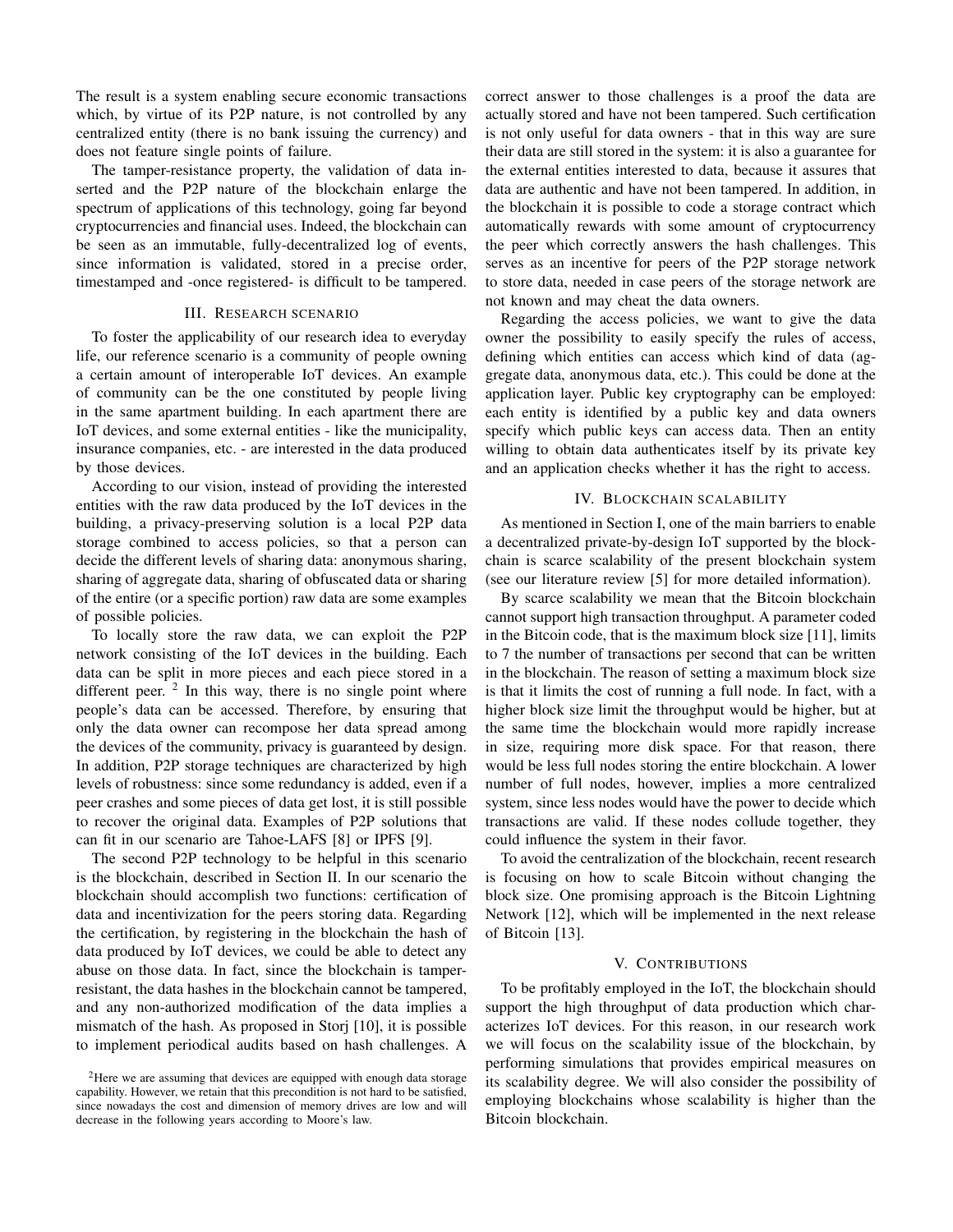The result is a system enabling secure economic transactions which, by virtue of its P2P nature, is not controlled by any centralized entity (there is no bank issuing the currency) and does not feature single points of failure.

The tamper-resistance property, the validation of data inserted and the P2P nature of the blockchain enlarge the spectrum of applications of this technology, going far beyond cryptocurrencies and financial uses. Indeed, the blockchain can be seen as an immutable, fully-decentralized log of events, since information is validated, stored in a precise order, timestamped and -once registered- is difficult to be tampered.

## III. Research scenario

To foster the applicability of our research idea to everyday life, our reference scenario is a community of people owning a certain amount of interoperable IoT devices. An example of community can be the one constituted by people living in the same apartment building. In each apartment there are IoT devices, and some external entities - like the municipality, insurance companies, etc. - are interested in the data produced by those devices.

According to our vision, instead of providing the interested entities with the raw data produced by the IoT devices in the building, a privacy-preserving solution is a local P2P data storage combined to access policies, so that a person can decide the different levels of sharing data: anonymous sharing, sharing of aggregate data, sharing of obfuscated data or sharing of the entire (or a specific portion) raw data are some examples of possible policies.

To locally store the raw data, we can exploit the P2P network consisting of the IoT devices in the building. Each data can be split in more pieces and each piece stored in a different peer. [2] In this way, there is no single point where people's data can be accessed. Therefore, by ensuring that only the data owner can recompose her data spread among the devices of the community, privacy is guaranteed by design. In addition, P2P storage techniques are characterized by high levels of robustness: since some redundancy is added, even if a peer crashes and some pieces of data get lost, it is still possible to recover the original data. Examples of P2P solutions that can fit in our scenario are Tahoe-LAFS [8] or IPFS [9].

The second P2P technology to be helpful in this scenario is the blockchain, described in Section II. In our scenario the blockchain should accomplish two functions: certification of data and incentivization for the peers storing data. Regarding the certification, by registering in the blockchain the hash of data produced by IoT devices, we could be able to detect any abuse on those data. In fact, since the blockchain is tamper-resistant, the data hashes in the blockchain cannot be tampered, and any non-authorized modification of the data implies a mismatch of the hash. As proposed in Storj [10], it is possible to implement periodical audits based on hash challenges. A correct answer to those challenges is a proof the data are actually stored and have not been tampered. Such certification is not only useful for data owners - that in this way are sure their data are still stored in the system: it is also a guarantee for the external entities interested to data, because it assures that data are authentic and have not been tampered. In addition, in the blockchain it is possible to code a storage contract which automatically rewards with some amount of cryptocurrency the peer which correctly answers the hash challenges. This serves as an incentive for peers of the P2P storage network to store data, needed in case peers of the storage network are not known and may cheat the data owners.

Regarding the access policies, we want to give the data owner the possibility to easily specify the rules of access, defining which entities can access which kind of data (aggregate data, anonymous data, etc.). This could be done at the application layer. Public key cryptography can be employed: each entity is identified by a public key and data owners specify which public keys can access data. Then an entity willing to obtain data authenticates itself by its private key and an application checks whether it has the right to access.

## IV. Blockchain scalability

As mentioned in Section I, one of the main barriers to enable a decentralized private-by-design IoT supported by the blockchain is scarce scalability of the present blockchain system (see our literature review [5] for more detailed information).

By scarce scalability we mean that the Bitcoin blockchain cannot support high transaction throughput. A parameter coded in the Bitcoin code, that is the maximum block size [11], limits to 7 the number of transactions per second that can be written in the blockchain. The reason of setting a maximum block size is that it limits the cost of running a full node. In fact, with a higher block size limit the throughput would be higher, but at the same time the blockchain would more rapidly increase in size, requiring more disk space. For that reason, there would be less full nodes storing the entire blockchain. A lower number of full nodes, however, implies a more centralized system, since less nodes would have the power to decide which transactions are valid. If these nodes collude together, they could influence the system in their favor.

To avoid the centralization of the blockchain, recent research is focusing on how to scale Bitcoin without changing the block size. One promising approach is the Bitcoin Lightning Network [12], which will be implemented in the next release of Bitcoin [13].

## V. Contributions

To be profitably employed in the IoT, the blockchain should support the high throughput of data production which characterizes IoT devices. For this reason, in our research work we will focus on the scalability issue of the blockchain, by performing simulations that provides empirical measures on its scalability degree. We will also consider the possibility of employing blockchains whose scalability is higher than the Bitcoin blockchain.

[2] Here we are assuming that devices are equipped with enough data storage capability. However, we retain that this precondition is not hard to be satisfied, since nowadays the cost and dimension of memory drives are low and will decrease in the following years according to Moore's law.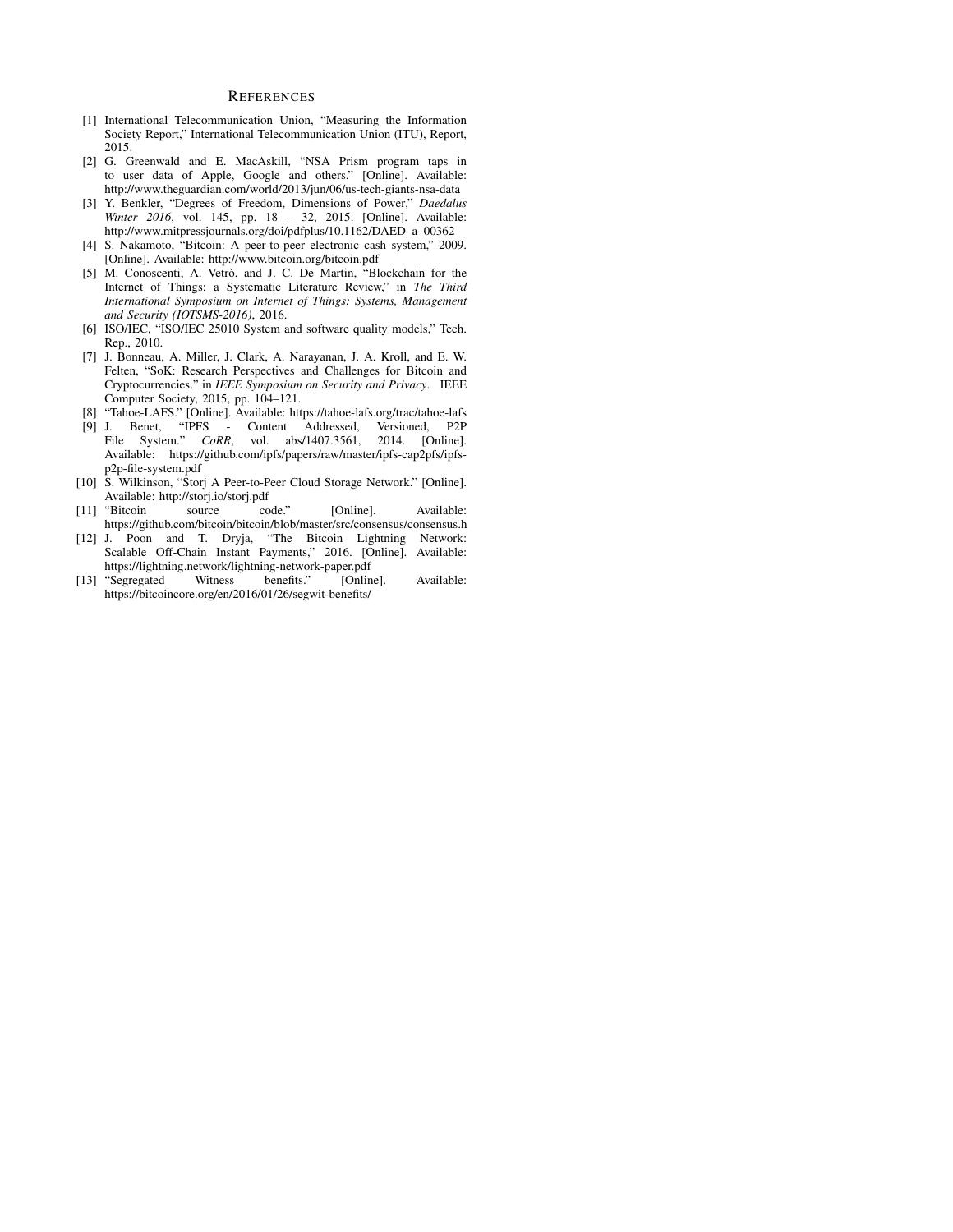# References

[1] International Telecommunication Union, "Measuring the Information Society Report," International Telecommunication Union (ITU), Report, 2015.

[2] G. Greenwald and E. MacAskill, "NSA Prism program taps in to user data of Apple, Google and others." [Online]. Available: http://www.theguardian.com/world/2013/jun/06/us-tech-giants-nsa-data

[3] Y. Benkler, "Degrees of Freedom, Dimensions of Power," *Daedalus Winter 2016*, vol. 145, pp. 18 – 32, 2015. [Online]. Available: http://www.mitpressjournals.org/doi/pdfplus/10.1162/DAED_a_00362

[4] S. Nakamoto, "Bitcoin: A peer-to-peer electronic cash system," 2009. [Online]. Available: http://www.bitcoin.org/bitcoin.pdf

[5] M. Conoscenti, A. Vetrò, and J. C. De Martin, "Blockchain for the Internet of Things: a Systematic Literature Review," in *The Third International Symposium on Internet of Things: Systems, Management and Security (IOTSMS-2016)*, 2016.

[6] ISO/IEC, "ISO/IEC 25010 System and software quality models," Tech. Rep., 2010.

[7] J. Bonneau, A. Miller, J. Clark, A. Narayanan, J. A. Kroll, and E. W. Felten, "SoK: Research Perspectives and Challenges for Bitcoin and Cryptocurrencies." in *IEEE Symposium on Security and Privacy*. IEEE Computer Society, 2015, pp. 104–121.

[8] "Tahoe-LAFS." [Online]. Available: https://tahoe-lafs.org/trac/tahoe-lafs

[9] J. Benet, "IPFS - Content Addressed, Versioned, P2P File System." *CoRR*, vol. abs/1407.3561, 2014. [Online]. Available: https://github.com/ipfs/papers/raw/master/ipfs-cap2pfs/ipfs-p2p-file-system.pdf

[10] S. Wilkinson, "Storj A Peer-to-Peer Cloud Storage Network." [Online]. Available: http://storj.io/storj.pdf

[11] "Bitcoin source code." [Online]. Available: https://github.com/bitcoin/bitcoin/blob/master/src/consensus/consensus.h

[12] J. Poon and T. Dryja, "The Bitcoin Lightning Network: Scalable Off-Chain Instant Payments," 2016. [Online]. Available: https://lightning.network/lightning-network-paper.pdf

[13] "Segregated Witness benefits." [Online]. Available: https://bitcoincore.org/en/2016/01/26/segwit-benefits/